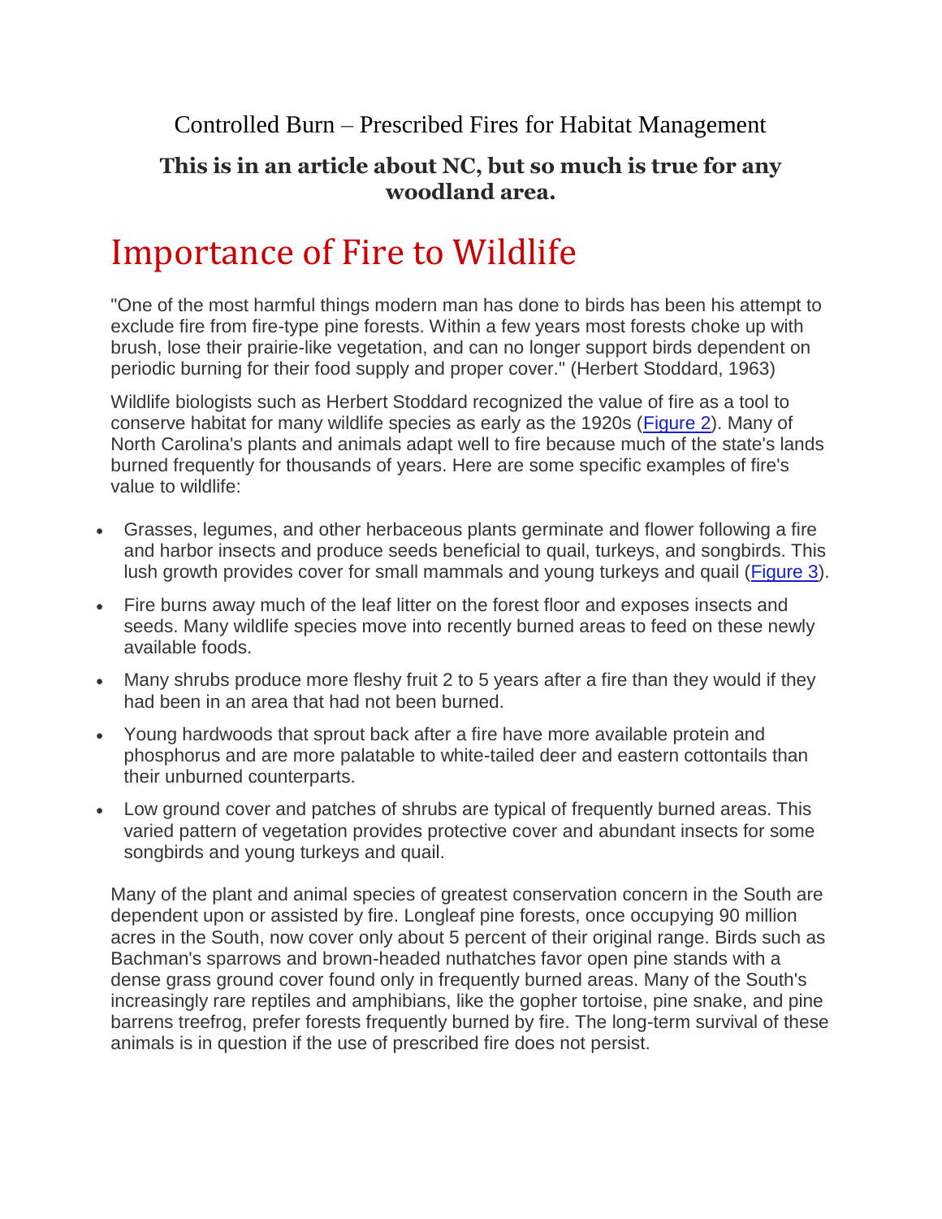# Controlled Burn – Prescribed Fires for Habitat Management

**This is in an article about NC, but so much is true for any woodland area.**

## Importance of Fire to Wildlife

"One of the most harmful things modern man has done to birds has been his attempt to exclude fire from fire-type pine forests. Within a few years most forests choke up with brush, lose their prairie-like vegetation, and can no longer support birds dependent on periodic burning for their food supply and proper cover." (Herbert Stoddard, 1963)

Wildlife biologists such as Herbert Stoddard recognized the value of fire as a tool to conserve habitat for many wildlife species as early as the 1920s (Figure 2). Many of North Carolina's plants and animals adapt well to fire because much of the state's lands burned frequently for thousands of years. Here are some specific examples of fire's value to wildlife:

- Grasses, legumes, and other herbaceous plants germinate and flower following a fire and harbor insects and produce seeds beneficial to quail, turkeys, and songbirds. This lush growth provides cover for small mammals and young turkeys and quail (Figure 3).
- Fire burns away much of the leaf litter on the forest floor and exposes insects and seeds. Many wildlife species move into recently burned areas to feed on these newly available foods.
- Many shrubs produce more fleshy fruit 2 to 5 years after a fire than they would if they had been in an area that had not been burned.
- Young hardwoods that sprout back after a fire have more available protein and phosphorus and are more palatable to white-tailed deer and eastern cottontails than their unburned counterparts.
- Low ground cover and patches of shrubs are typical of frequently burned areas. This varied pattern of vegetation provides protective cover and abundant insects for some songbirds and young turkeys and quail.

Many of the plant and animal species of greatest conservation concern in the South are dependent upon or assisted by fire. Longleaf pine forests, once occupying 90 million acres in the South, now cover only about 5 percent of their original range. Birds such as Bachman's sparrows and brown-headed nuthatches favor open pine stands with a dense grass ground cover found only in frequently burned areas. Many of the South's increasingly rare reptiles and amphibians, like the gopher tortoise, pine snake, and pine barrens treefrog, prefer forests frequently burned by fire. The long-term survival of these animals is in question if the use of prescribed fire does not persist.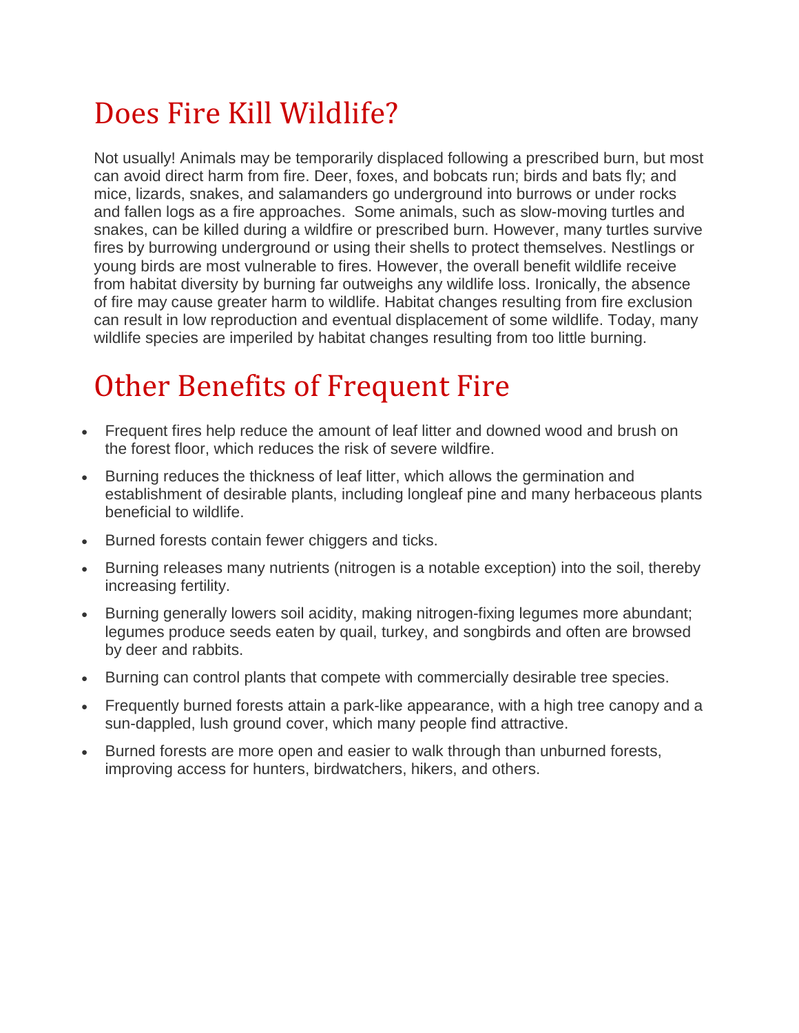# Does Fire Kill Wildlife?

Not usually! Animals may be temporarily displaced following a prescribed burn, but most can avoid direct harm from fire. Deer, foxes, and bobcats run; birds and bats fly; and mice, lizards, snakes, and salamanders go underground into burrows or under rocks and fallen logs as a fire approaches. Some animals, such as slow-moving turtles and snakes, can be killed during a wildfire or prescribed burn. However, many turtles survive fires by burrowing underground or using their shells to protect themselves. Nestlings or young birds are most vulnerable to fires. However, the overall benefit wildlife receive from habitat diversity by burning far outweighs any wildlife loss. Ironically, the absence of fire may cause greater harm to wildlife. Habitat changes resulting from fire exclusion can result in low reproduction and eventual displacement of some wildlife. Today, many wildlife species are imperiled by habitat changes resulting from too little burning.

# Other Benefits of Frequent Fire

- Frequent fires help reduce the amount of leaf litter and downed wood and brush on the forest floor, which reduces the risk of severe wildfire.
- Burning reduces the thickness of leaf litter, which allows the germination and establishment of desirable plants, including longleaf pine and many herbaceous plants beneficial to wildlife.
- Burned forests contain fewer chiggers and ticks.
- Burning releases many nutrients (nitrogen is a notable exception) into the soil, thereby increasing fertility.
- Burning generally lowers soil acidity, making nitrogen-fixing legumes more abundant; legumes produce seeds eaten by quail, turkey, and songbirds and often are browsed by deer and rabbits.
- Burning can control plants that compete with commercially desirable tree species.
- Frequently burned forests attain a park-like appearance, with a high tree canopy and a sun-dappled, lush ground cover, which many people find attractive.
- Burned forests are more open and easier to walk through than unburned forests, improving access for hunters, birdwatchers, hikers, and others.